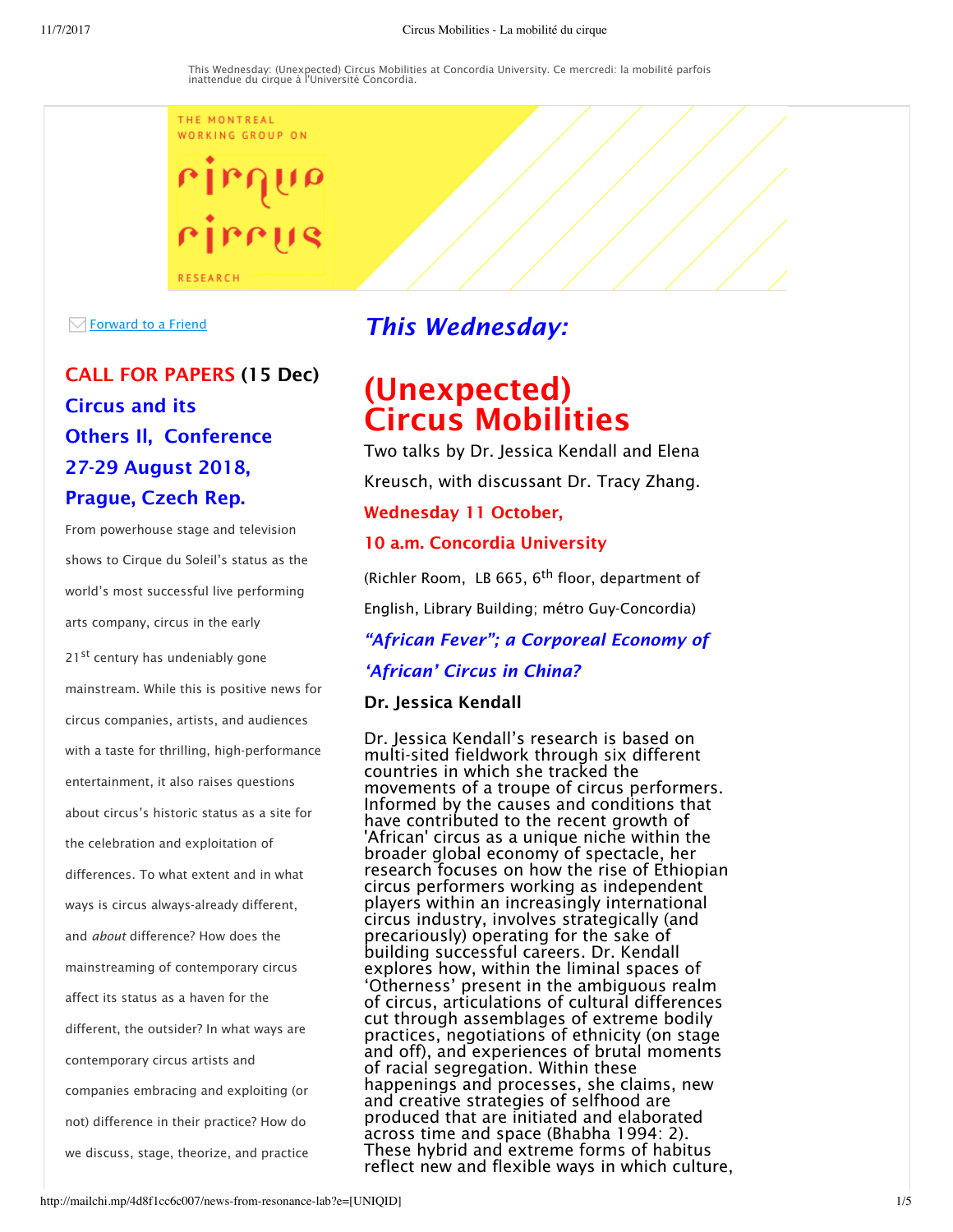This Wednesday: (Unexpected) Circus Mobilities at Concordia University. Ce mercredi: la mobilité parfois inattendue du cirque à l'Université Concordia.

THE MONTREAL WORKING GROUP ON

cirque cirrus

RESEARCH

Forward to a Friend

## This Wednesday:

# (Unexpected) Circus Mobilities

Two talks by Dr. Jessica Kendall and Elena Kreusch, with discussant Dr. Tracy Zhang.

**Wednesday 11 October,**

**10 a.m. Concordia University**

(Richler Room, LB 665, 6th floor, department of English, Library Building; métro Guy-Concordia)

***"African Fever"; a Corporeal Economy of 'African' Circus in China?***

**Dr. Jessica Kendall**

Dr. Jessica Kendall's research is based on multi-sited fieldwork through six different countries in which she tracked the movements of a troupe of circus performers. Informed by the causes and conditions that have contributed to the recent growth of 'African' circus as a unique niche within the broader global economy of spectacle, her research focuses on how the rise of Ethiopian circus performers working as independent players within an increasingly international circus industry, involves strategically (and precariously) operating for the sake of building successful careers. Dr. Kendall explores how, within the liminal spaces of 'Otherness' present in the ambiguous realm of circus, articulations of cultural differences cut through assemblages of extreme bodily practices, negotiations of ethnicity (on stage and off), and experiences of brutal moments of racial segregation. Within these happenings and processes, she claims, new and creative strategies of selfhood are produced that are initiated and elaborated across time and space (Bhabha 1994: 2). These hybrid and extreme forms of habitus reflect new and flexible ways in which culture,

## CALL FOR PAPERS (15 Dec) Circus and its Others II, Conference 27-29 August 2018, Prague, Czech Rep.

From powerhouse stage and television shows to Cirque du Soleil's status as the world's most successful live performing arts company, circus in the early 21st century has undeniably gone mainstream. While this is positive news for circus companies, artists, and audiences with a taste for thrilling, high-performance entertainment, it also raises questions about circus's historic status as a site for the celebration and exploitation of differences. To what extent and in what ways is circus always-already different, and *about* difference? How does the mainstreaming of contemporary circus affect its status as a haven for the different, the outsider? In what ways are contemporary circus artists and companies embracing and exploiting (or not) difference in their practice? How do we discuss, stage, theorize, and practice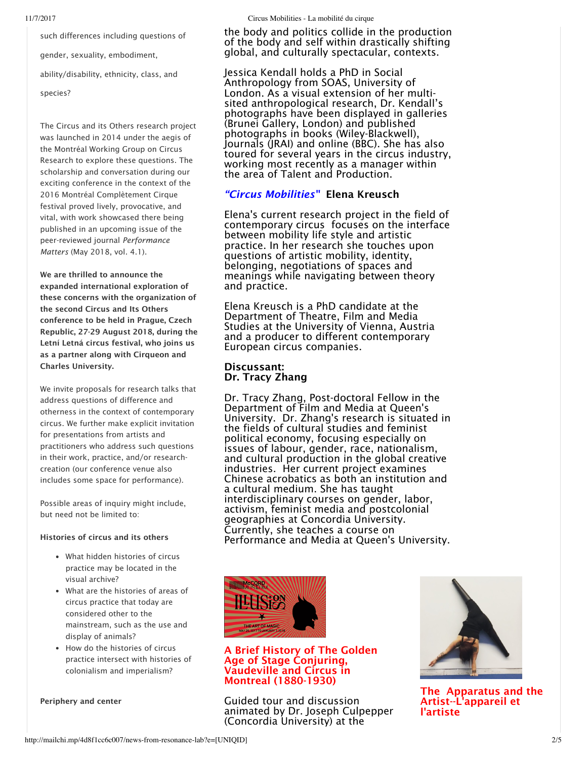such differences including questions of gender, sexuality, embodiment, ability/disability, ethnicity, class, and species?

The Circus and its Others research project was launched in 2014 under the aegis of the Montréal Working Group on Circus Research to explore these questions. The scholarship and conversation during our exciting conference in the context of the 2016 Montréal Complètement Cirque festival proved lively, provocative, and vital, with work showcased there being published in an upcoming issue of the peer-reviewed journal *Performance Matters* (May 2018, vol. 4.1).

**We are thrilled to announce the expanded international exploration of these concerns with the organization of the second Circus and Its Others conference to be held in Prague, Czech Republic, 27-29 August 2018, during the Letní Letná circus festival, who joins us as a partner along with Cirqueon and Charles University.**

We invite proposals for research talks that address questions of difference and otherness in the context of contemporary circus. We further make explicit invitation for presentations from artists and practitioners who address such questions in their work, practice, and/or research-creation (our conference venue also includes some space for performance).

Possible areas of inquiry might include, but need not be limited to:

**Histories of circus and its others**

- What hidden histories of circus practice may be located in the visual archive?
- What are the histories of areas of circus practice that today are considered other to the mainstream, such as the use and display of animals?
- How do the histories of circus practice intersect with histories of colonialism and imperialism?

**Periphery and center**

the body and politics collide in the production of the body and self within drastically shifting global, and culturally spectacular, contexts.

Jessica Kendall holds a PhD in Social Anthropology from SOAS, University of London. As a visual extension of her multi-sited anthropological research, Dr. Kendall's photographs have been displayed in galleries (Brunei Gallery, London) and published photographs in books (Wiley-Blackwell), Journals (JRAI) and online (BBC). She has also toured for several years in the circus industry, working most recently as a manager within the area of Talent and Production.

### *"Circus Mobilities"* Elena Kreusch

Elena's current research project in the field of contemporary circus focuses on the interface between mobility life style and artistic practice. In her research she touches upon questions of artistic mobility, identity, belonging, negotiations of spaces and meanings while navigating between theory and practice.

Elena Kreusch is a PhD candidate at the Department of Theatre, Film and Media Studies at the University of Vienna, Austria and a producer to different contemporary European circus companies.

### Discussant:
### Dr. Tracy Zhang

Dr. Tracy Zhang, Post-doctoral Fellow in the Department of Film and Media at Queen's University. Dr. Zhang's research is situated in the fields of cultural studies and feminist political economy, focusing especially on issues of labour, gender, race, nationalism, and cultural production in the global creative industries. Her current project examines Chinese acrobatics as both an institution and a cultural medium. She has taught interdisciplinary courses on gender, labor, activism, feminist media and postcolonial geographies at Concordia University. Currently, she teaches a course on Performance and Media at Queen's University.

### A Brief History of The Golden Age of Stage Conjuring, Vaudeville and Circus in Montreal (1880-1930)

Guided tour and discussion animated by Dr. Joseph Culpepper (Concordia University) at the

### The Apparatus and the Artist--L'appareil et l'artiste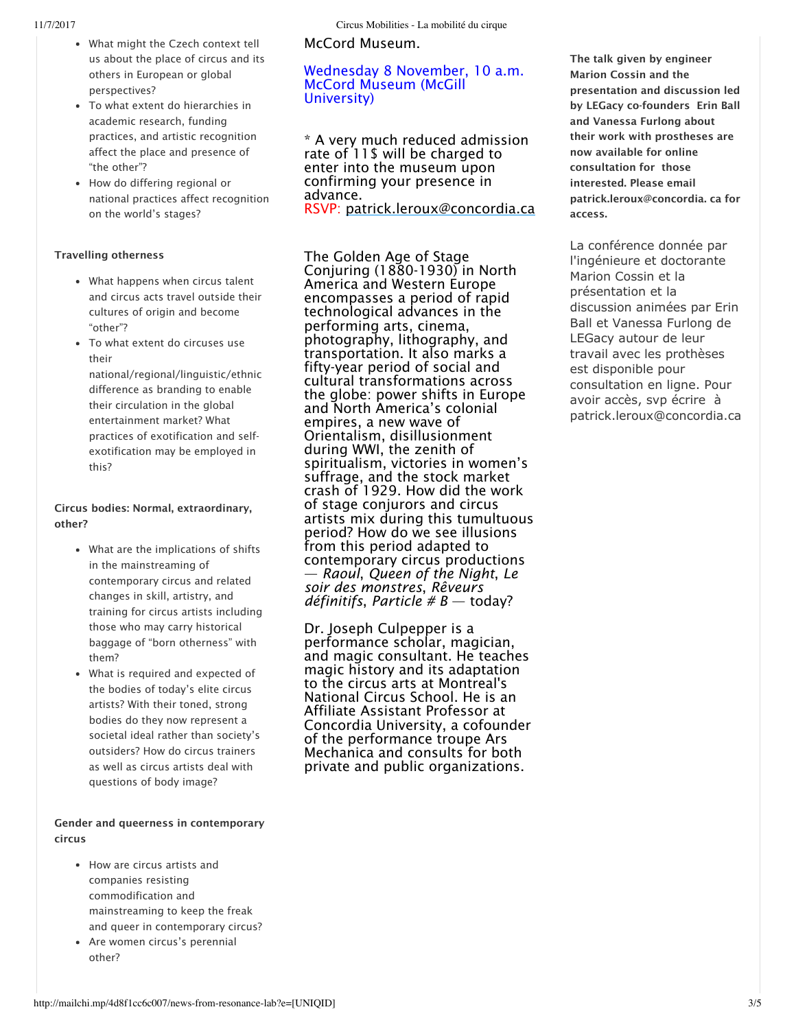- What might the Czech context tell us about the place of circus and its others in European or global perspectives?
- To what extent do hierarchies in academic research, funding practices, and artistic recognition affect the place and presence of "the other"?
- How do differing regional or national practices affect recognition on the world's stages?

**Travelling otherness**

- What happens when circus talent and circus acts travel outside their cultures of origin and become "other"?
- To what extent do circuses use their national/regional/linguistic/ethnic difference as branding to enable their circulation in the global entertainment market? What practices of exotification and self-exotification may be employed in this?

**Circus bodies: Normal, extraordinary, other?**

- What are the implications of shifts in the mainstreaming of contemporary circus and related changes in skill, artistry, and training for circus artists including those who may carry historical baggage of "born otherness" with them?
- What is required and expected of the bodies of today's elite circus artists? With their toned, strong bodies do they now represent a societal ideal rather than society's outsiders? How do circus trainers as well as circus artists deal with questions of body image?

**Gender and queerness in contemporary circus**

- How are circus artists and companies resisting commodification and mainstreaming to keep the freak and queer in contemporary circus?
- Are women circus's perennial other?

McCord Museum.

Wednesday 8 November, 10 a.m.
McCord Museum (McGill University)

* A very much reduced admission rate of 11$ will be charged to enter into the museum upon confirming your presence in advance.
RSVP: patrick.leroux@concordia.ca

The Golden Age of Stage Conjuring (1880-1930) in North America and Western Europe encompasses a period of rapid technological advances in the performing arts, cinema, photography, lithography, and transportation. It also marks a fifty-year period of social and cultural transformations across the globe: power shifts in Europe and North America's colonial empires, a new wave of Orientalism, disillusionment during WWI, the zenith of spiritualism, victories in women's suffrage, and the stock market crash of 1929. How did the work of stage conjurors and circus artists mix during this tumultuous period? How do we see illusions from this period adapted to contemporary circus productions — *Raoul*, *Queen of the Night*, *Le soir des monstres*, *Rêveurs définitifs*, *Particle # B* — today?

Dr. Joseph Culpepper is a performance scholar, magician, and magic consultant. He teaches magic history and its adaptation to the circus arts at Montreal's National Circus School. He is an Affiliate Assistant Professor at Concordia University, a cofounder of the performance troupe Ars Mechanica and consults for both private and public organizations.

**The talk given by engineer Marion Cossin and the presentation and discussion led by LEGacy co-founders Erin Ball and Vanessa Furlong about their work with prostheses are now available for online consultation for those interested. Please email patrick.leroux@concordia. ca for access.**

La conférence donnée par l'ingénieure et doctorante Marion Cossin et la présentation et la discussion animées par Erin Ball et Vanessa Furlong de LEGacy autour de leur travail avec les prothèses est disponible pour consultation en ligne. Pour avoir accès, svp écrire à patrick.leroux@concordia.ca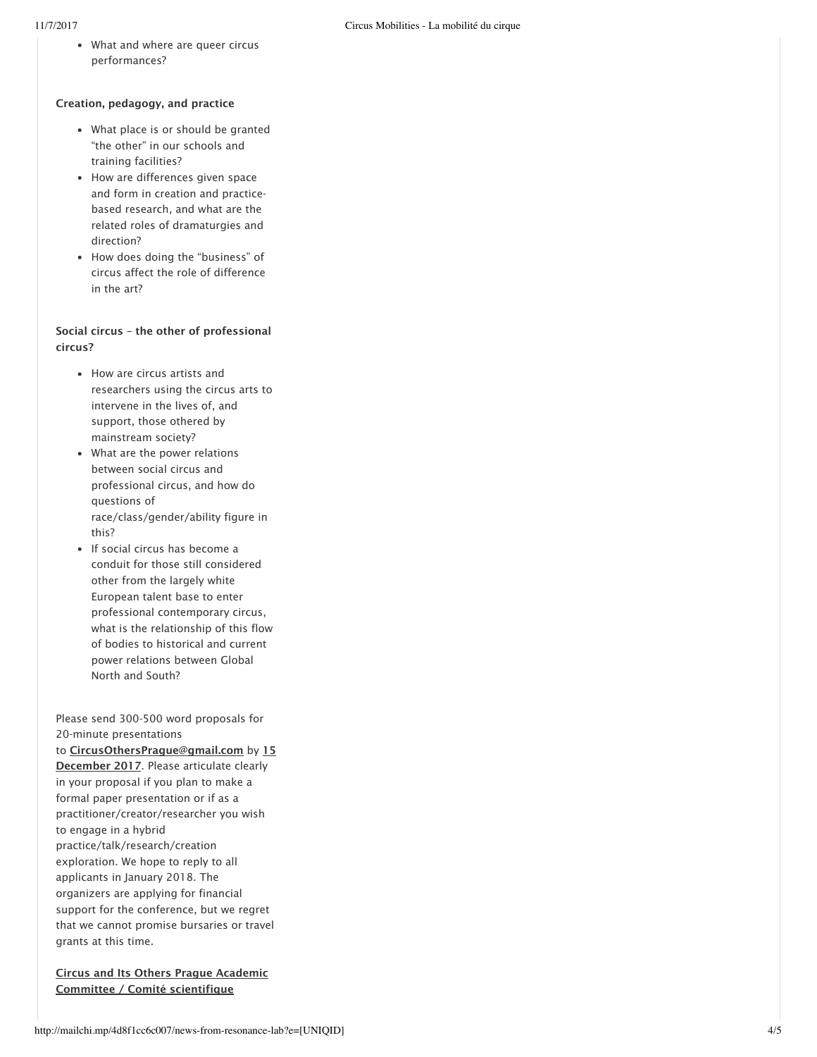- What and where are queer circus performances?

**Creation, pedagogy, and practice**

- What place is or should be granted "the other" in our schools and training facilities?
- How are differences given space and form in creation and practice-based research, and what are the related roles of dramaturgies and direction?
- How does doing the "business" of circus affect the role of difference in the art?

**Social circus – the other of professional circus?**

- How are circus artists and researchers using the circus arts to intervene in the lives of, and support, those othered by mainstream society?
- What are the power relations between social circus and professional circus, and how do questions of race/class/gender/ability figure in this?
- If social circus has become a conduit for those still considered other from the largely white European talent base to enter professional contemporary circus, what is the relationship of this flow of bodies to historical and current power relations between Global North and South?

Please send 300-500 word proposals for 20-minute presentations to **CircusOthersPrague@gmail.com** by **15 December 2017**. Please articulate clearly in your proposal if you plan to make a formal paper presentation or if as a practitioner/creator/researcher you wish to engage in a hybrid practice/talk/research/creation exploration. We hope to reply to all applicants in January 2018. The organizers are applying for financial support for the conference, but we regret that we cannot promise bursaries or travel grants at this time.

**Circus and Its Others Prague Academic Committee / Comité scientifique**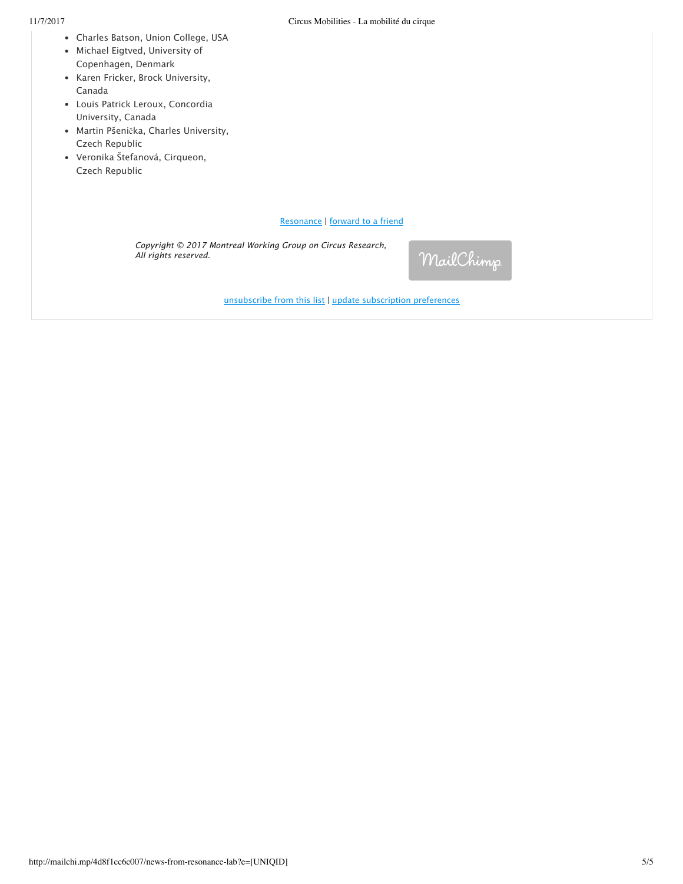- Charles Batson, Union College, USA
- Michael Eigtved, University of Copenhagen, Denmark
- Karen Fricker, Brock University, Canada
- Louis Patrick Leroux, Concordia University, Canada
- Martin Pšenička, Charles University, Czech Republic
- Veronika Štefanová, Cirqueon, Czech Republic

Resonance | forward to a friend

*Copyright © 2017 Montreal Working Group on Circus Research, All rights reserved.*

MailChimp

unsubscribe from this list | update subscription preferences